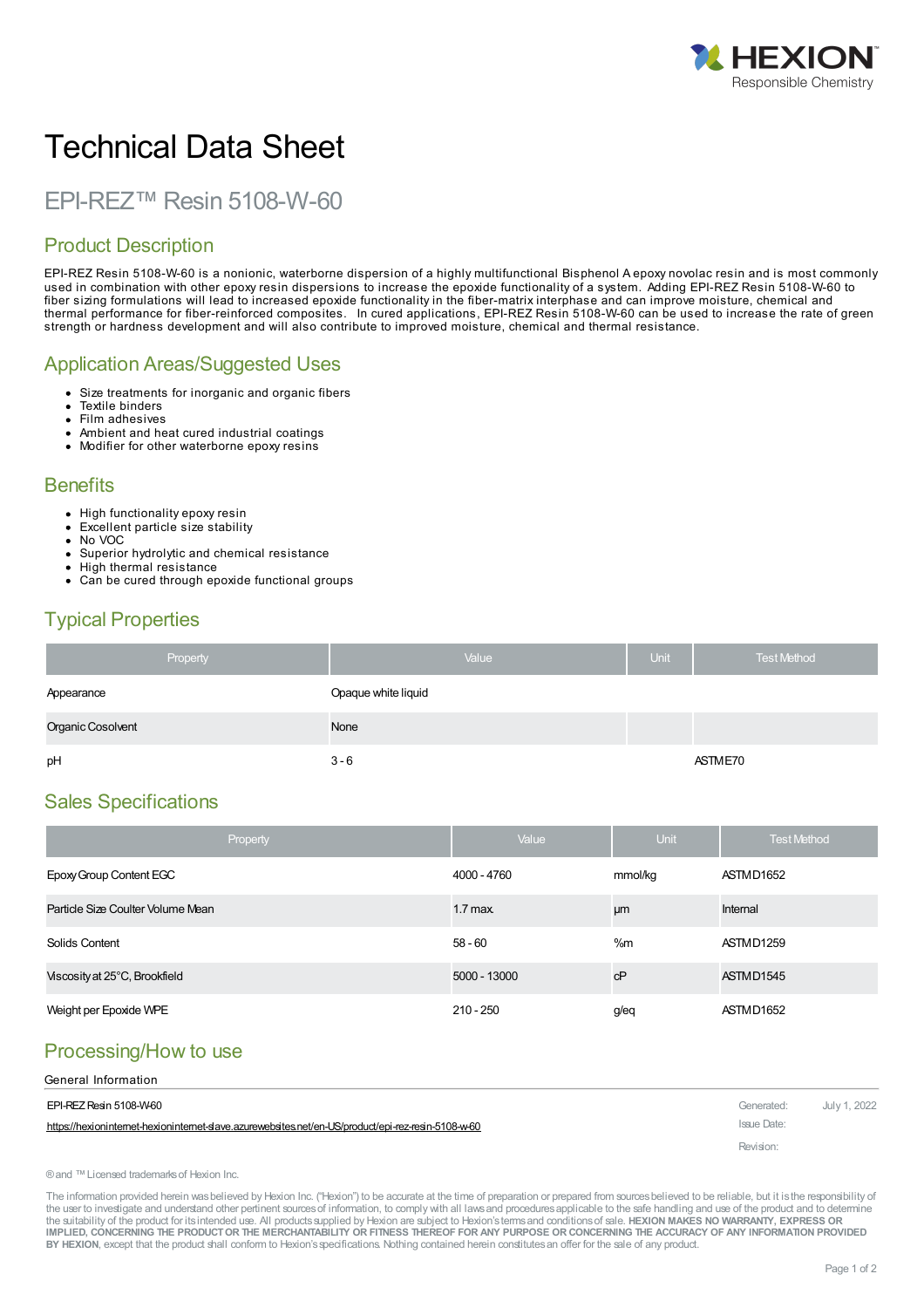# Technical Data Sheet

## EPI-REZ™ Resin 5108-W-60

## Product Description

EPI-REZ Resin 5108-W-60 is a nonionic, waterborne dispersion of a highly multifunctional Bisphenol A epoxy novolac resin and is most commonly used in combination with other epoxy resin dispersions to increase the epoxide functionality of a system. Adding EPI-REZ Resin 5108-W-60 to fiber sizing formulations will lead to increased epoxide functionality in the fiber-matrix interphase and can improve moisture, chemical and thermal performance for fiber-reinforced composites. In cured applications, EPI-REZ Resin 5108-W-60 can be used to increase the rate of green strength or hardness development and will also contribute to improved moisture, chemical and thermal resistance.

## Application Areas/Suggested Uses

- Size treatments for inorganic and organic fibers
- Textile binders
- Film adhesives
- Ambient and heat cured industrial coatings
- Modifier for other waterborne epoxy resins

## Benefits

- High functionality epoxy resin
- Excellent particle size stability
- No VOC
- Superior hydrolytic and chemical resistance
- High thermal resistance
- Can be cured through epoxide functional groups

## Typical Properties

| Property | Value | Unit | Test Method |
|---|---|---|---|
| Appearance | Opaque white liquid | | |
| Organic Cosolvent | None | | |
| pH | 3 - 6 | | ASTM E70 |

## Sales Specifications

| Property | Value | Unit | Test Method |
|---|---|---|---|
| Epoxy Group Content EGC | 4000 - 4760 | mmol/kg | ASTM D1652 |
| Particle Size Coulter Volume Mean | 1.7 max. | µm | Internal |
| Solids Content | 58 - 60 | %m | ASTM D1259 |
| Viscosity at 25°C, Brookfield | 5000 - 13000 | cP | ASTM D1545 |
| Weight per Epoxide WPE | 210 - 250 | g/eq | ASTM D1652 |

## Processing/How to use

General Information

EPI-REZ Resin 5108-W-60

https://hexioninternet-hexioninternet-slave.azurewebsites.net/en-US/product/epi-rez-resin-5108-w-60

Generated: July 1, 2022

Issue Date:

Revision:

® and ™ Licensed trademarks of Hexion Inc.

The information provided herein was believed by Hexion Inc. ("Hexion") to be accurate at the time of preparation or prepared from sources believed to be reliable, but it is the responsibility of the user to investigate and understand other pertinent sources of information, to comply with all laws and procedures applicable to the safe handling and use of the product and to determine the suitability of the product for its intended use. All products supplied by Hexion are subject to Hexion's terms and conditions of sale. **HEXION MAKES NO WARRANTY, EXPRESS OR IMPLIED, CONCERNING THE PRODUCT OR THE MERCHANTABILITY OR FITNESS THEREOF FOR ANY PURPOSE OR CONCERNING THE ACCURACY OF ANY INFORMATION PROVIDED BY HEXION**, except that the product shall conform to Hexion's specifications. Nothing contained herein constitutes an offer for the sale of any product.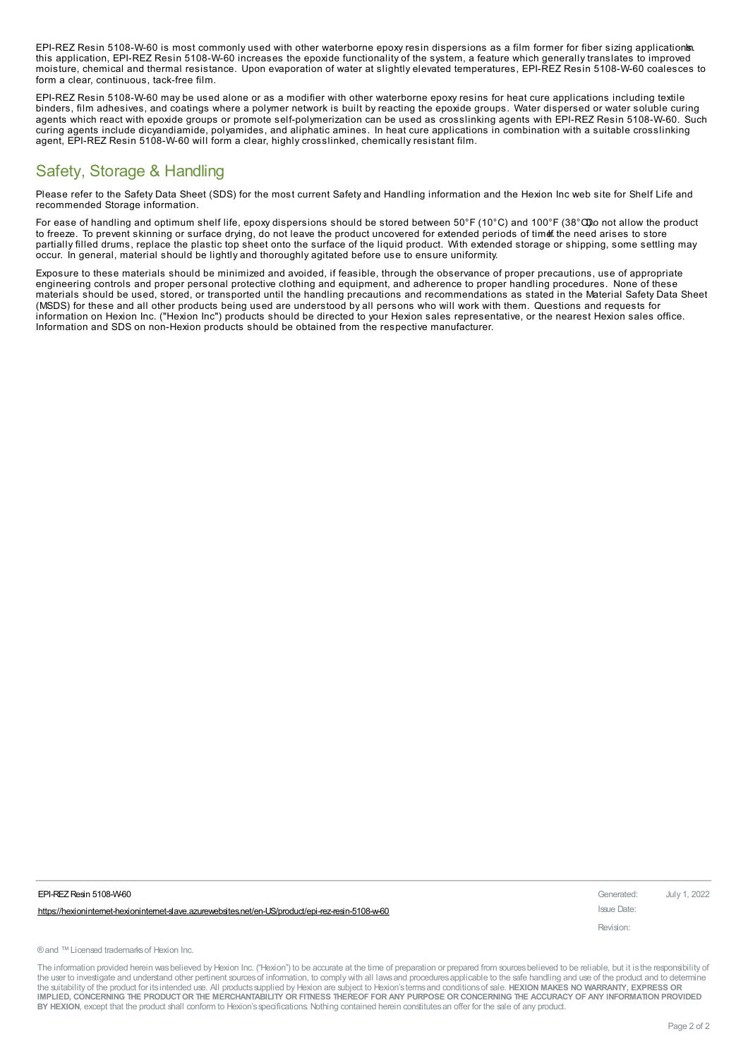EPI-REZ Resin 5108-W-60 is most commonly used with other waterborne epoxy resin dispersions as a film former for fiber sizing applications. In this application, EPI-REZ Resin 5108-W-60 increases the epoxide functionality of the system, a feature which generally translates to improved moisture, chemical and thermal resistance. Upon evaporation of water at slightly elevated temperatures, EPI-REZ Resin 5108-W-60 coalesces to form a clear, continuous, tack-free film.

EPI-REZ Resin 5108-W-60 may be used alone or as a modifier with other waterborne epoxy resins for heat cure applications including textile binders, film adhesives, and coatings where a polymer network is built by reacting the epoxide groups. Water dispersed or water soluble curing agents which react with epoxide groups or promote self-polymerization can be used as crosslinking agents with EPI-REZ Resin 5108-W-60. Such curing agents include dicyandiamide, polyamides, and aliphatic amines. In heat cure applications in combination with a suitable crosslinking agent, EPI-REZ Resin 5108-W-60 will form a clear, highly crosslinked, chemically resistant film.

## Safety, Storage & Handling

Please refer to the Safety Data Sheet (SDS) for the most current Safety and Handling information and the Hexion Inc web site for Shelf Life and recommended Storage information.

For ease of handling and optimum shelf life, epoxy dispersions should be stored between 50°F (10°C) and 100°F (38°C). Do not allow the product to freeze. To prevent skinning or surface drying, do not leave the product uncovered for extended periods of time. If the need arises to store partially filled drums, replace the plastic top sheet onto the surface of the liquid product. With extended storage or shipping, some settling may occur. In general, material should be lightly and thoroughly agitated before use to ensure uniformity.

Exposure to these materials should be minimized and avoided, if feasible, through the observance of proper precautions, use of appropriate engineering controls and proper personal protective clothing and equipment, and adherence to proper handling procedures. None of these materials should be used, stored, or transported until the handling precautions and recommendations as stated in the Material Safety Data Sheet (MSDS) for these and all other products being used are understood by all persons who will work with them. Questions and requests for information on Hexion Inc. ("Hexion Inc") products should be directed to your Hexion sales representative, or the nearest Hexion sales office. Information and SDS on non-Hexion products should be obtained from the respective manufacturer.

EPI-REZ Resin 5108-W-60

https://hexioninternet-hexioninternet-slave.azurewebsites.net/en-US/product/epi-rez-resin-5108-w-60

Generated: July 1, 2022
Issue Date:
Revision:

® and ™ Licensed trademarks of Hexion Inc.

The information provided herein was believed by Hexion Inc. ("Hexion") to be accurate at the time of preparation or prepared from sources believed to be reliable, but it is the responsibility of the user to investigate and understand other pertinent sources of information, to comply with all laws and procedures applicable to the safe handling and use of the product and to determine the suitability of the product for its intended use. All products supplied by Hexion are subject to Hexion's terms and conditions of sale. **HEXION MAKES NO WARRANTY, EXPRESS OR IMPLIED, CONCERNING THE PRODUCT OR THE MERCHANTABILITY OR FITNESS THEREOF FOR ANY PURPOSE OR CONCERNING THE ACCURACY OF ANY INFORMATION PROVIDED BY HEXION**, except that the product shall conform to Hexion's specifications. Nothing contained herein constitutes an offer for the sale of any product.